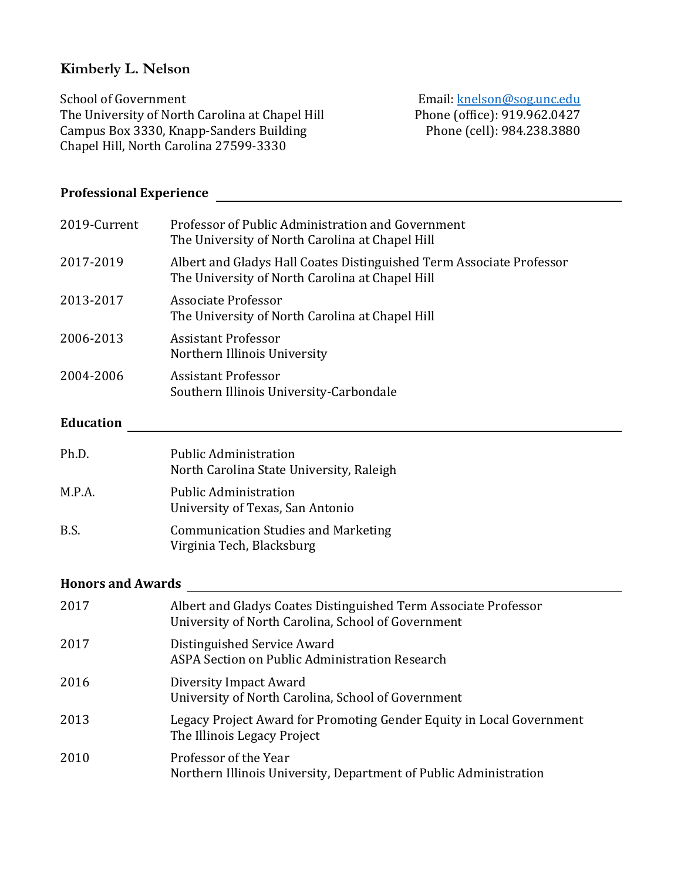# Kimberly L. Nelson

School of Government
The University of North Carolina at Chapel Hill
Campus Box 3330, Knapp-Sanders Building
Chapel Hill, North Carolina 27599-3330

Email: knelson@sog.unc.edu
Phone (office): 919.962.0427
Phone (cell): 984.238.3880

## Professional Experience

| | |
|---|---|
| 2019-Current | Professor of Public Administration and Government<br>The University of North Carolina at Chapel Hill |
| 2017-2019 | Albert and Gladys Hall Coates Distinguished Term Associate Professor<br>The University of North Carolina at Chapel Hill |
| 2013-2017 | Associate Professor<br>The University of North Carolina at Chapel Hill |
| 2006-2013 | Assistant Professor<br>Northern Illinois University |
| 2004-2006 | Assistant Professor<br>Southern Illinois University-Carbondale |

## Education

| | |
|---|---|
| Ph.D. | Public Administration<br>North Carolina State University, Raleigh |
| M.P.A. | Public Administration<br>University of Texas, San Antonio |
| B.S. | Communication Studies and Marketing<br>Virginia Tech, Blacksburg |

## Honors and Awards

| | |
|---|---|
| 2017 | Albert and Gladys Coates Distinguished Term Associate Professor<br>University of North Carolina, School of Government |
| 2017 | Distinguished Service Award<br>ASPA Section on Public Administration Research |
| 2016 | Diversity Impact Award<br>University of North Carolina, School of Government |
| 2013 | Legacy Project Award for Promoting Gender Equity in Local Government<br>The Illinois Legacy Project |
| 2010 | Professor of the Year<br>Northern Illinois University, Department of Public Administration |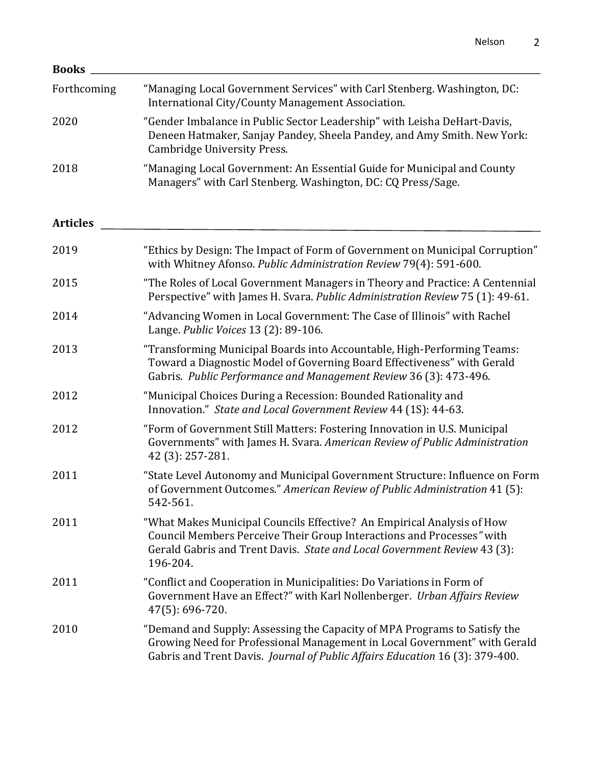## Books

| | |
|---|---|
| Forthcoming | "Managing Local Government Services" with Carl Stenberg. Washington, DC: International City/County Management Association. |
| 2020 | "Gender Imbalance in Public Sector Leadership" with Leisha DeHart-Davis, Deneen Hatmaker, Sanjay Pandey, Sheela Pandey, and Amy Smith. New York: Cambridge University Press. |
| 2018 | "Managing Local Government: An Essential Guide for Municipal and County Managers" with Carl Stenberg. Washington, DC: CQ Press/Sage. |

## Articles

| | |
|---|---|
| 2019 | "Ethics by Design: The Impact of Form of Government on Municipal Corruption" with Whitney Afonso. *Public Administration Review* 79(4): 591-600. |
| 2015 | "The Roles of Local Government Managers in Theory and Practice: A Centennial Perspective" with James H. Svara. *Public Administration Review* 75 (1): 49-61. |
| 2014 | "Advancing Women in Local Government: The Case of Illinois" with Rachel Lange. *Public Voices* 13 (2): 89-106. |
| 2013 | "Transforming Municipal Boards into Accountable, High-Performing Teams: Toward a Diagnostic Model of Governing Board Effectiveness" with Gerald Gabris. *Public Performance and Management Review* 36 (3): 473-496. |
| 2012 | "Municipal Choices During a Recession: Bounded Rationality and Innovation." *State and Local Government Review* 44 (1S): 44-63. |
| 2012 | "Form of Government Still Matters: Fostering Innovation in U.S. Municipal Governments" with James H. Svara. *American Review of Public Administration* 42 (3): 257-281. |
| 2011 | "State Level Autonomy and Municipal Government Structure: Influence on Form of Government Outcomes." *American Review of Public Administration* 41 (5): 542-561. |
| 2011 | "What Makes Municipal Councils Effective? An Empirical Analysis of How Council Members Perceive Their Group Interactions and Processes" with Gerald Gabris and Trent Davis. *State and Local Government Review* 43 (3): 196-204. |
| 2011 | "Conflict and Cooperation in Municipalities: Do Variations in Form of Government Have an Effect?" with Karl Nollenberger. *Urban Affairs Review* 47(5): 696-720. |
| 2010 | "Demand and Supply: Assessing the Capacity of MPA Programs to Satisfy the Growing Need for Professional Management in Local Government" with Gerald Gabris and Trent Davis. *Journal of Public Affairs Education* 16 (3): 379-400. |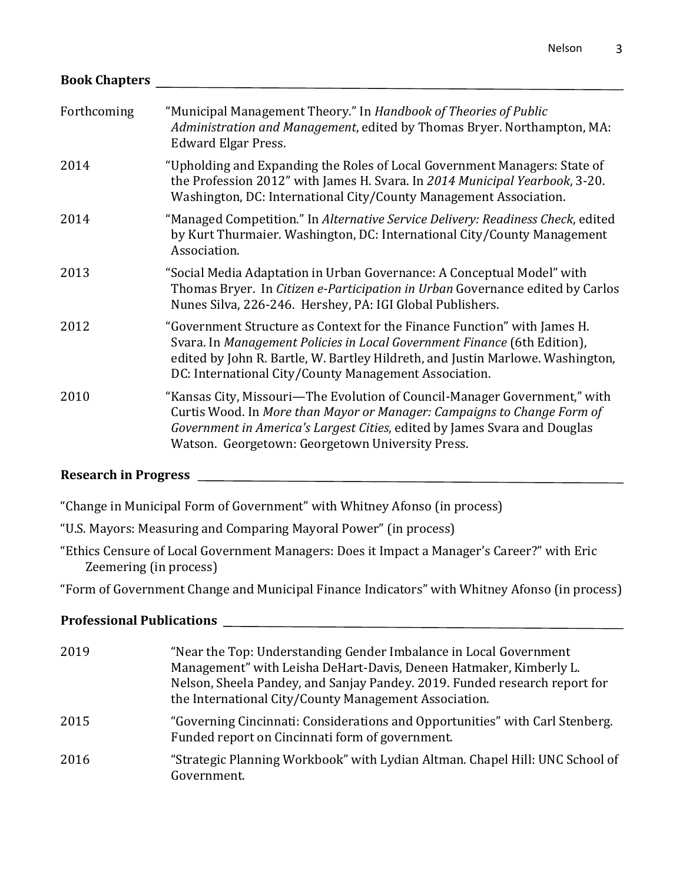## Book Chapters

Forthcoming — "Municipal Management Theory." In *Handbook of Theories of Public Administration and Management*, edited by Thomas Bryer. Northampton, MA: Edward Elgar Press.

2014 — "Upholding and Expanding the Roles of Local Government Managers: State of the Profession 2012" with James H. Svara. In *2014 Municipal Yearbook*, 3-20. Washington, DC: International City/County Management Association.

2014 — "Managed Competition." In *Alternative Service Delivery: Readiness Check*, edited by Kurt Thurmaier. Washington, DC: International City/County Management Association.

2013 — "Social Media Adaptation in Urban Governance: A Conceptual Model" with Thomas Bryer. In *Citizen e-Participation in Urban* Governance edited by Carlos Nunes Silva, 226-246. Hershey, PA: IGI Global Publishers.

2012 — "Government Structure as Context for the Finance Function" with James H. Svara. In *Management Policies in Local Government Finance* (6th Edition), edited by John R. Bartle, W. Bartley Hildreth, and Justin Marlowe. Washington, DC: International City/County Management Association.

2010 — "Kansas City, Missouri—The Evolution of Council-Manager Government," with Curtis Wood. In *More than Mayor or Manager: Campaigns to Change Form of Government in America's Largest Cities*, edited by James Svara and Douglas Watson. Georgetown: Georgetown University Press.

## Research in Progress

"Change in Municipal Form of Government" with Whitney Afonso (in process)

"U.S. Mayors: Measuring and Comparing Mayoral Power" (in process)

"Ethics Censure of Local Government Managers: Does it Impact a Manager's Career?" with Eric Zeemering (in process)

"Form of Government Change and Municipal Finance Indicators" with Whitney Afonso (in process)

## Professional Publications

2019 — "Near the Top: Understanding Gender Imbalance in Local Government Management" with Leisha DeHart-Davis, Deneen Hatmaker, Kimberly L. Nelson, Sheela Pandey, and Sanjay Pandey. 2019. Funded research report for the International City/County Management Association.

2015 — "Governing Cincinnati: Considerations and Opportunities" with Carl Stenberg. Funded report on Cincinnati form of government.

2016 — "Strategic Planning Workbook" with Lydian Altman. Chapel Hill: UNC School of Government.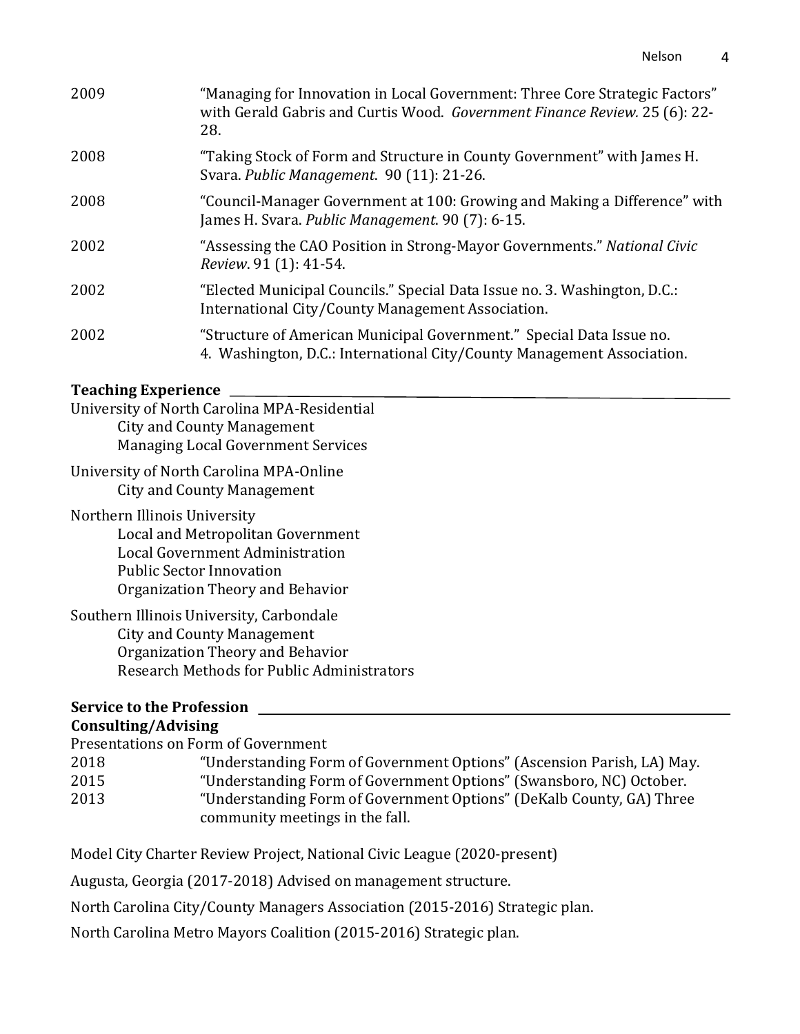2009 "Managing for Innovation in Local Government: Three Core Strategic Factors" with Gerald Gabris and Curtis Wood. *Government Finance Review.* 25 (6): 22-28.

2008 "Taking Stock of Form and Structure in County Government" with James H. Svara. *Public Management.* 90 (11): 21-26.

2008 "Council-Manager Government at 100: Growing and Making a Difference" with James H. Svara. *Public Management*. 90 (7): 6-15.

2002 "Assessing the CAO Position in Strong-Mayor Governments." *National Civic Review*. 91 (1): 41-54.

2002 "Elected Municipal Councils." Special Data Issue no. 3. Washington, D.C.: International City/County Management Association.

2002 "Structure of American Municipal Government." Special Data Issue no. 4. Washington, D.C.: International City/County Management Association.

## Teaching Experience

University of North Carolina MPA-Residential
- City and County Management
- Managing Local Government Services

University of North Carolina MPA-Online
- City and County Management

Northern Illinois University
- Local and Metropolitan Government
- Local Government Administration
- Public Sector Innovation
- Organization Theory and Behavior

Southern Illinois University, Carbondale
- City and County Management
- Organization Theory and Behavior
- Research Methods for Public Administrators

## Service to the Profession

### Consulting/Advising

Presentations on Form of Government

2018 "Understanding Form of Government Options" (Ascension Parish, LA) May.
2015 "Understanding Form of Government Options" (Swansboro, NC) October.
2013 "Understanding Form of Government Options" (DeKalb County, GA) Three community meetings in the fall.

Model City Charter Review Project, National Civic League (2020-present)

Augusta, Georgia (2017-2018) Advised on management structure.

North Carolina City/County Managers Association (2015-2016) Strategic plan.

North Carolina Metro Mayors Coalition (2015-2016) Strategic plan.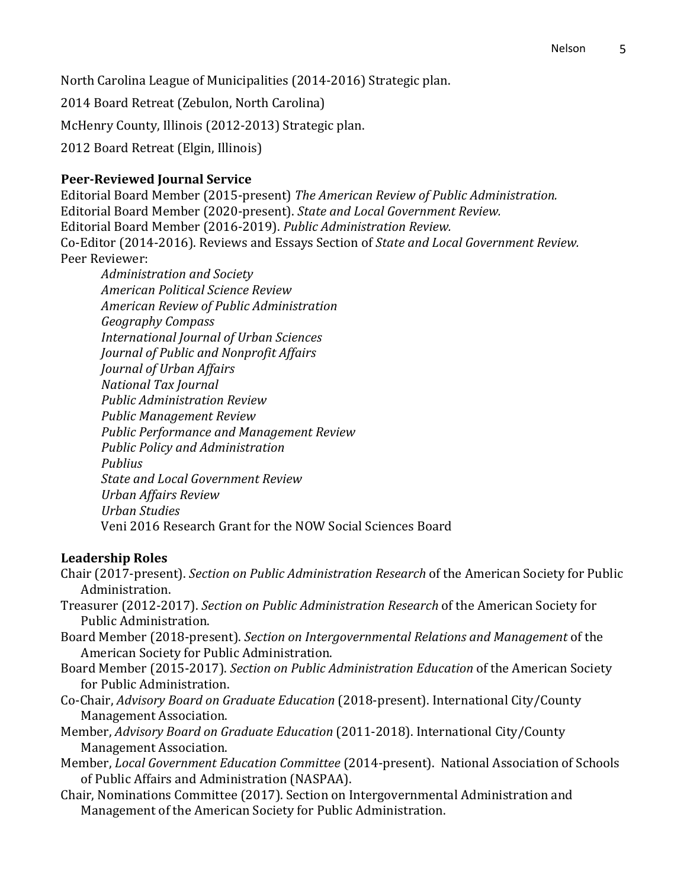North Carolina League of Municipalities (2014-2016) Strategic plan.

2014 Board Retreat (Zebulon, North Carolina)

McHenry County, Illinois (2012-2013) Strategic plan.

2012 Board Retreat (Elgin, Illinois)

**Peer-Reviewed Journal Service**

Editorial Board Member (2015-present) *The American Review of Public Administration.*
Editorial Board Member (2020-present). *State and Local Government Review.*
Editorial Board Member (2016-2019). *Public Administration Review.*
Co-Editor (2014-2016). Reviews and Essays Section of *State and Local Government Review.*
Peer Reviewer:

- *Administration and Society*
- *American Political Science Review*
- *American Review of Public Administration*
- *Geography Compass*
- *International Journal of Urban Sciences*
- *Journal of Public and Nonprofit Affairs*
- *Journal of Urban Affairs*
- *National Tax Journal*
- *Public Administration Review*
- *Public Management Review*
- *Public Performance and Management Review*
- *Public Policy and Administration*
- *Publius*
- *State and Local Government Review*
- *Urban Affairs Review*
- *Urban Studies*
- Veni 2016 Research Grant for the NOW Social Sciences Board

**Leadership Roles**

Chair (2017-present). *Section on Public Administration Research* of the American Society for Public Administration.

Treasurer (2012-2017). *Section on Public Administration Research* of the American Society for Public Administration.

Board Member (2018-present). *Section on Intergovernmental Relations and Management* of the American Society for Public Administration.

Board Member (2015-2017). *Section on Public Administration Education* of the American Society for Public Administration.

Co-Chair, *Advisory Board on Graduate Education* (2018-present). International City/County Management Association.

Member, *Advisory Board on Graduate Education* (2011-2018). International City/County Management Association.

Member, *Local Government Education Committee* (2014-present). National Association of Schools of Public Affairs and Administration (NASPAA).

Chair, Nominations Committee (2017). Section on Intergovernmental Administration and Management of the American Society for Public Administration.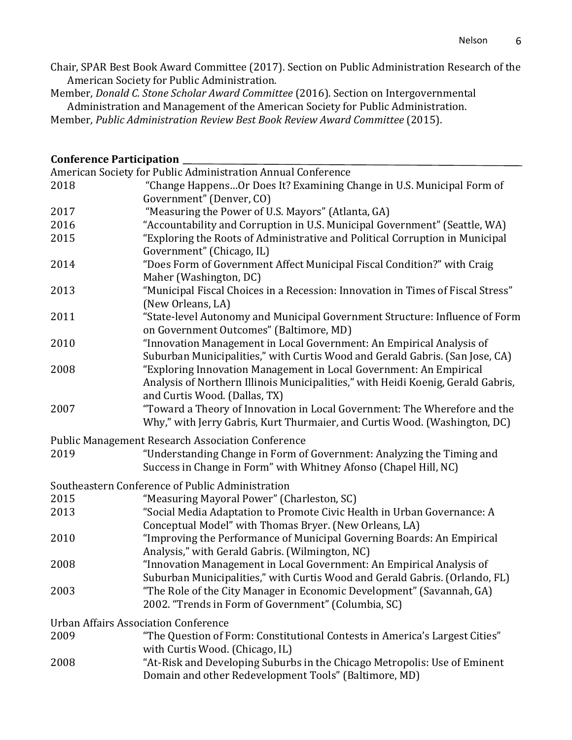Chair, SPAR Best Book Award Committee (2017). Section on Public Administration Research of the American Society for Public Administration.

Member, *Donald C. Stone Scholar Award Committee* (2016). Section on Intergovernmental Administration and Management of the American Society for Public Administration.

Member, *Public Administration Review Best Book Review Award Committee* (2015).

**Conference Participation**

American Society for Public Administration Annual Conference

2018 "Change Happens…Or Does It? Examining Change in U.S. Municipal Form of Government" (Denver, CO)

2017 "Measuring the Power of U.S. Mayors" (Atlanta, GA)

2016 "Accountability and Corruption in U.S. Municipal Government" (Seattle, WA)

2015 "Exploring the Roots of Administrative and Political Corruption in Municipal Government" (Chicago, IL)

2014 "Does Form of Government Affect Municipal Fiscal Condition?" with Craig Maher (Washington, DC)

2013 "Municipal Fiscal Choices in a Recession: Innovation in Times of Fiscal Stress" (New Orleans, LA)

2011 "State-level Autonomy and Municipal Government Structure: Influence of Form on Government Outcomes" (Baltimore, MD)

2010 "Innovation Management in Local Government: An Empirical Analysis of Suburban Municipalities," with Curtis Wood and Gerald Gabris. (San Jose, CA)

2008 "Exploring Innovation Management in Local Government: An Empirical Analysis of Northern Illinois Municipalities," with Heidi Koenig, Gerald Gabris, and Curtis Wood. (Dallas, TX)

2007 "Toward a Theory of Innovation in Local Government: The Wherefore and the Why," with Jerry Gabris, Kurt Thurmaier, and Curtis Wood. (Washington, DC)

Public Management Research Association Conference

2019 "Understanding Change in Form of Government: Analyzing the Timing and Success in Change in Form" with Whitney Afonso (Chapel Hill, NC)

Southeastern Conference of Public Administration

2015 "Measuring Mayoral Power" (Charleston, SC)

2013 "Social Media Adaptation to Promote Civic Health in Urban Governance: A Conceptual Model" with Thomas Bryer. (New Orleans, LA)

2010 "Improving the Performance of Municipal Governing Boards: An Empirical Analysis," with Gerald Gabris. (Wilmington, NC)

2008 "Innovation Management in Local Government: An Empirical Analysis of Suburban Municipalities," with Curtis Wood and Gerald Gabris. (Orlando, FL)

2003 "The Role of the City Manager in Economic Development" (Savannah, GA)
2002. "Trends in Form of Government" (Columbia, SC)

Urban Affairs Association Conference

2009 "The Question of Form: Constitutional Contests in America's Largest Cities" with Curtis Wood. (Chicago, IL)

2008 "At-Risk and Developing Suburbs in the Chicago Metropolis: Use of Eminent Domain and other Redevelopment Tools" (Baltimore, MD)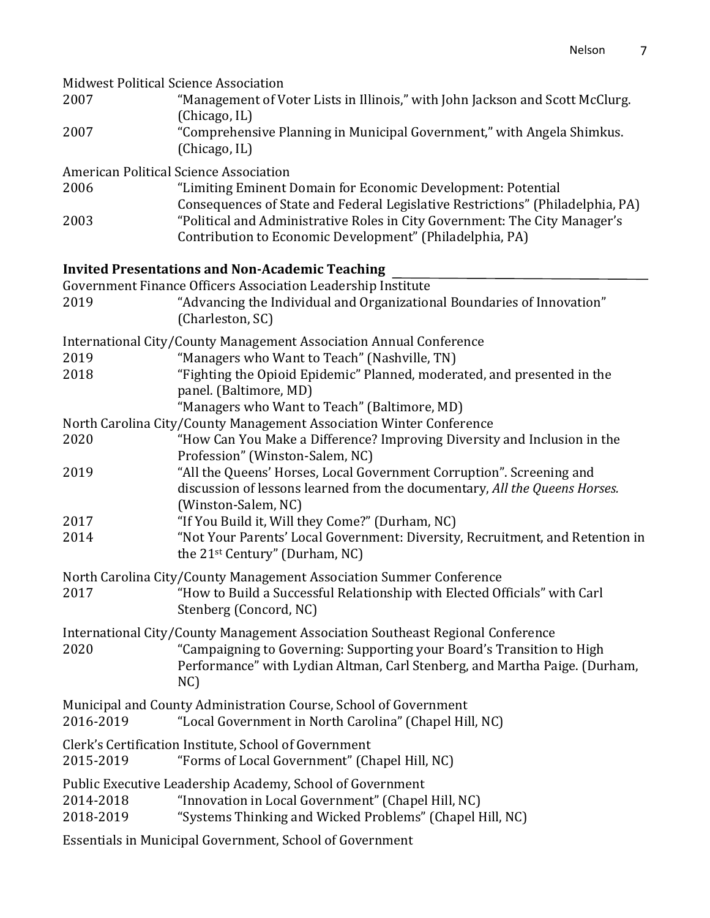Midwest Political Science Association

2007 "Management of Voter Lists in Illinois," with John Jackson and Scott McClurg. (Chicago, IL)

2007 "Comprehensive Planning in Municipal Government," with Angela Shimkus. (Chicago, IL)

American Political Science Association

2006 "Limiting Eminent Domain for Economic Development: Potential Consequences of State and Federal Legislative Restrictions" (Philadelphia, PA)

2003 "Political and Administrative Roles in City Government: The City Manager's Contribution to Economic Development" (Philadelphia, PA)

## Invited Presentations and Non-Academic Teaching

Government Finance Officers Association Leadership Institute

2019 "Advancing the Individual and Organizational Boundaries of Innovation" (Charleston, SC)

International City/County Management Association Annual Conference

2019 "Managers who Want to Teach" (Nashville, TN)

2018 "Fighting the Opioid Epidemic" Planned, moderated, and presented in the panel. (Baltimore, MD)
"Managers who Want to Teach" (Baltimore, MD)

North Carolina City/County Management Association Winter Conference

2020 "How Can You Make a Difference? Improving Diversity and Inclusion in the Profession" (Winston-Salem, NC)

2019 "All the Queens' Horses, Local Government Corruption". Screening and discussion of lessons learned from the documentary, *All the Queens Horses.* (Winston-Salem, NC)

2017 "If You Build it, Will they Come?" (Durham, NC)

2014 "Not Your Parents' Local Government: Diversity, Recruitment, and Retention in the 21st Century" (Durham, NC)

North Carolina City/County Management Association Summer Conference

2017 "How to Build a Successful Relationship with Elected Officials" with Carl Stenberg (Concord, NC)

International City/County Management Association Southeast Regional Conference

2020 "Campaigning to Governing: Supporting your Board's Transition to High Performance" with Lydian Altman, Carl Stenberg, and Martha Paige. (Durham, NC)

Municipal and County Administration Course, School of Government

2016-2019 "Local Government in North Carolina" (Chapel Hill, NC)

Clerk's Certification Institute, School of Government

2015-2019 "Forms of Local Government" (Chapel Hill, NC)

Public Executive Leadership Academy, School of Government

2014-2018 "Innovation in Local Government" (Chapel Hill, NC)

2018-2019 "Systems Thinking and Wicked Problems" (Chapel Hill, NC)

Essentials in Municipal Government, School of Government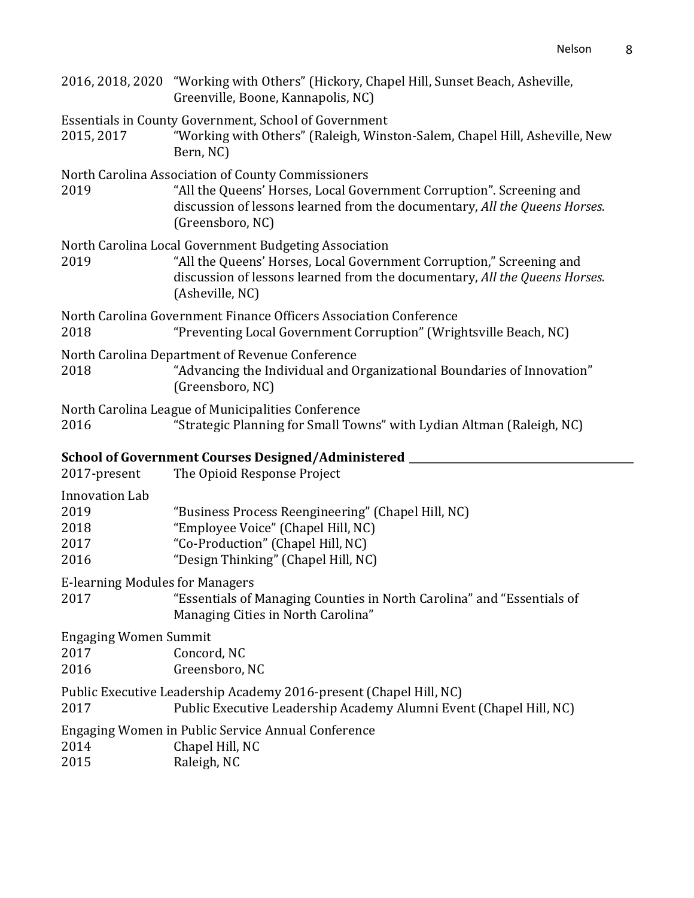2016, 2018, 2020 "Working with Others" (Hickory, Chapel Hill, Sunset Beach, Asheville, Greenville, Boone, Kannapolis, NC)

Essentials in County Government, School of Government
2015, 2017 "Working with Others" (Raleigh, Winston-Salem, Chapel Hill, Asheville, New Bern, NC)

North Carolina Association of County Commissioners
2019 "All the Queens' Horses, Local Government Corruption". Screening and discussion of lessons learned from the documentary, *All the Queens Horses.* (Greensboro, NC)

North Carolina Local Government Budgeting Association
2019 "All the Queens' Horses, Local Government Corruption," Screening and discussion of lessons learned from the documentary, *All the Queens Horses.* (Asheville, NC)

North Carolina Government Finance Officers Association Conference
2018 "Preventing Local Government Corruption" (Wrightsville Beach, NC)

North Carolina Department of Revenue Conference
2018 "Advancing the Individual and Organizational Boundaries of Innovation" (Greensboro, NC)

North Carolina League of Municipalities Conference
2016 "Strategic Planning for Small Towns" with Lydian Altman (Raleigh, NC)

**School of Government Courses Designed/Administered**

2017-present The Opioid Response Project

Innovation Lab
2019 "Business Process Reengineering" (Chapel Hill, NC)
2018 "Employee Voice" (Chapel Hill, NC)
2017 "Co-Production" (Chapel Hill, NC)
2016 "Design Thinking" (Chapel Hill, NC)

E-learning Modules for Managers
2017 "Essentials of Managing Counties in North Carolina" and "Essentials of Managing Cities in North Carolina"

Engaging Women Summit
2017 Concord, NC
2016 Greensboro, NC

Public Executive Leadership Academy 2016-present (Chapel Hill, NC)
2017 Public Executive Leadership Academy Alumni Event (Chapel Hill, NC)

Engaging Women in Public Service Annual Conference
2014 Chapel Hill, NC
2015 Raleigh, NC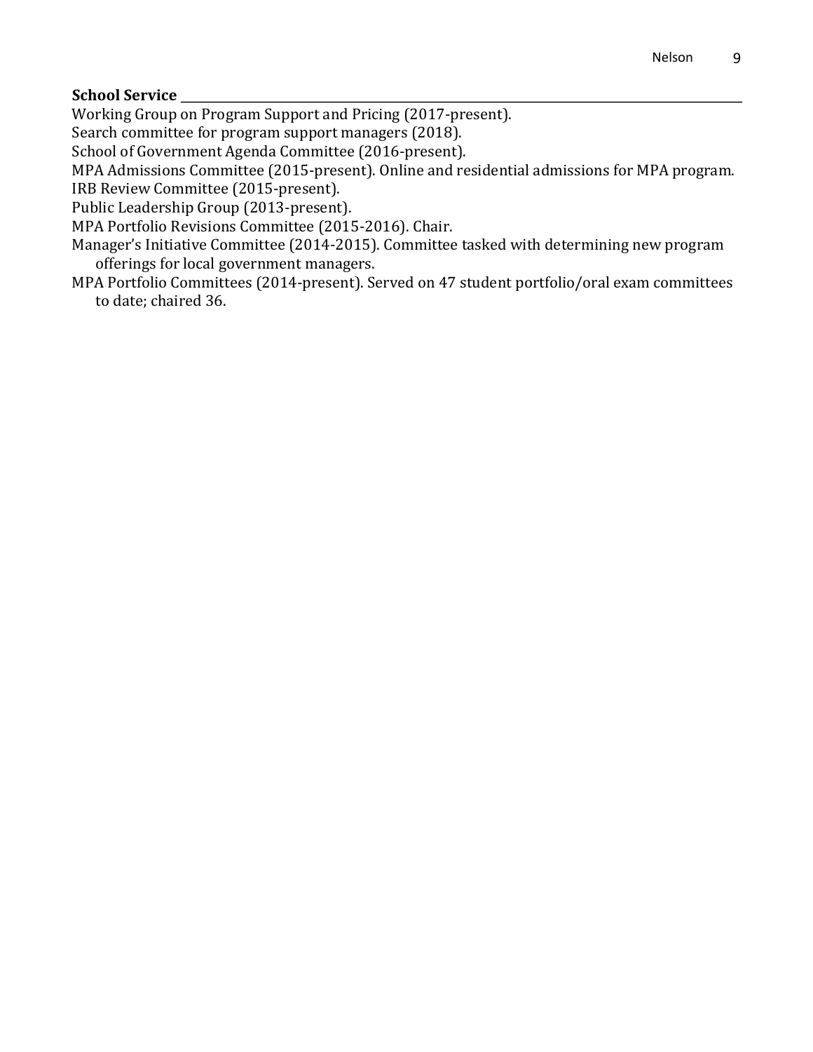**School Service**

Working Group on Program Support and Pricing (2017-present).

Search committee for program support managers (2018).

School of Government Agenda Committee (2016-present).

MPA Admissions Committee (2015-present). Online and residential admissions for MPA program.

IRB Review Committee (2015-present).

Public Leadership Group (2013-present).

MPA Portfolio Revisions Committee (2015-2016). Chair.

Manager's Initiative Committee (2014-2015). Committee tasked with determining new program offerings for local government managers.

MPA Portfolio Committees (2014-present). Served on 47 student portfolio/oral exam committees to date; chaired 36.